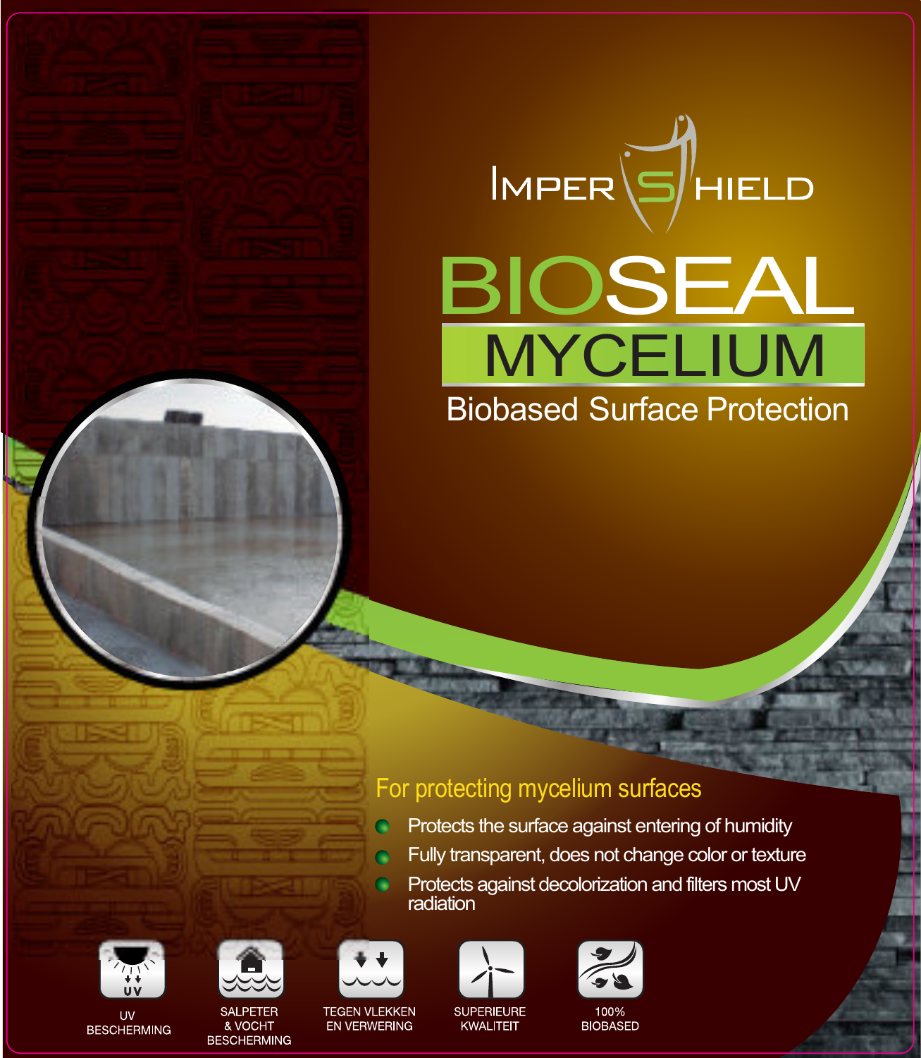IMPERSHIELD

# BIOSEAL

## MYCELIUM

Biobased Surface Protection

### For protecting mycelium surfaces

- Protects the surface against entering of humidity
- Fully transparent, does not change color or texture
- Protects against decolorization and filters most UV radiation

UV BESCHERMING

SALPETER & VOCHT BESCHERMING

TEGEN VLEKKEN EN VERWERING

SUPERIEURE KWALITEIT

100% BIOBASED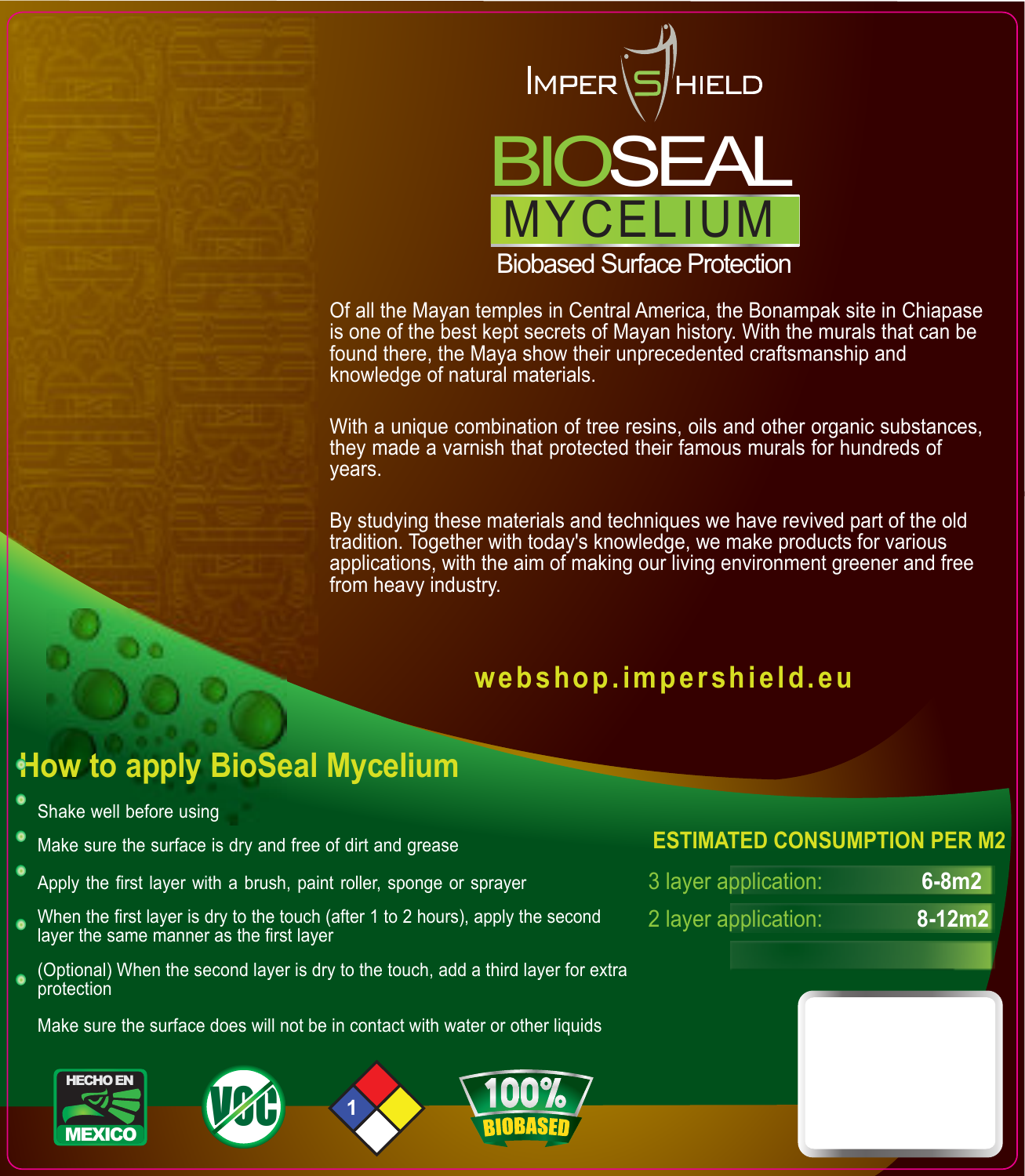IMPER SHIELD

# BIOSEAL MYCELIUM

Biobased Surface Protection

Of all the Mayan temples in Central America, the Bonampak site in Chiapase is one of the best kept secrets of Mayan history. With the murals that can be found there, the Maya show their unprecedented craftsmanship and knowledge of natural materials.

With a unique combination of tree resins, oils and other organic substances, they made a varnish that protected their famous murals for hundreds of years.

By studying these materials and techniques we have revived part of the old tradition. Together with today's knowledge, we make products for various applications, with the aim of making our living environment greener and free from heavy industry.

**webshop.impershield.eu**

## How to apply BioSeal Mycelium

- Shake well before using
- Make sure the surface is dry and free of dirt and grease
- Apply the first layer with a brush, paint roller, sponge or sprayer
- When the first layer is dry to the touch (after 1 to 2 hours), apply the second layer the same manner as the first layer
- (Optional) When the second layer is dry to the touch, add a third layer for extra protection

Make sure the surface does will not be in contact with water or other liquids

### ESTIMATED CONSUMPTION PER M2

| | |
|---|---|
| 3 layer application: | **6-8m2** |
| 2 layer application: | **8-12m2** |

HECHO EN MEXICO

VOC

1

100% BIOBASED